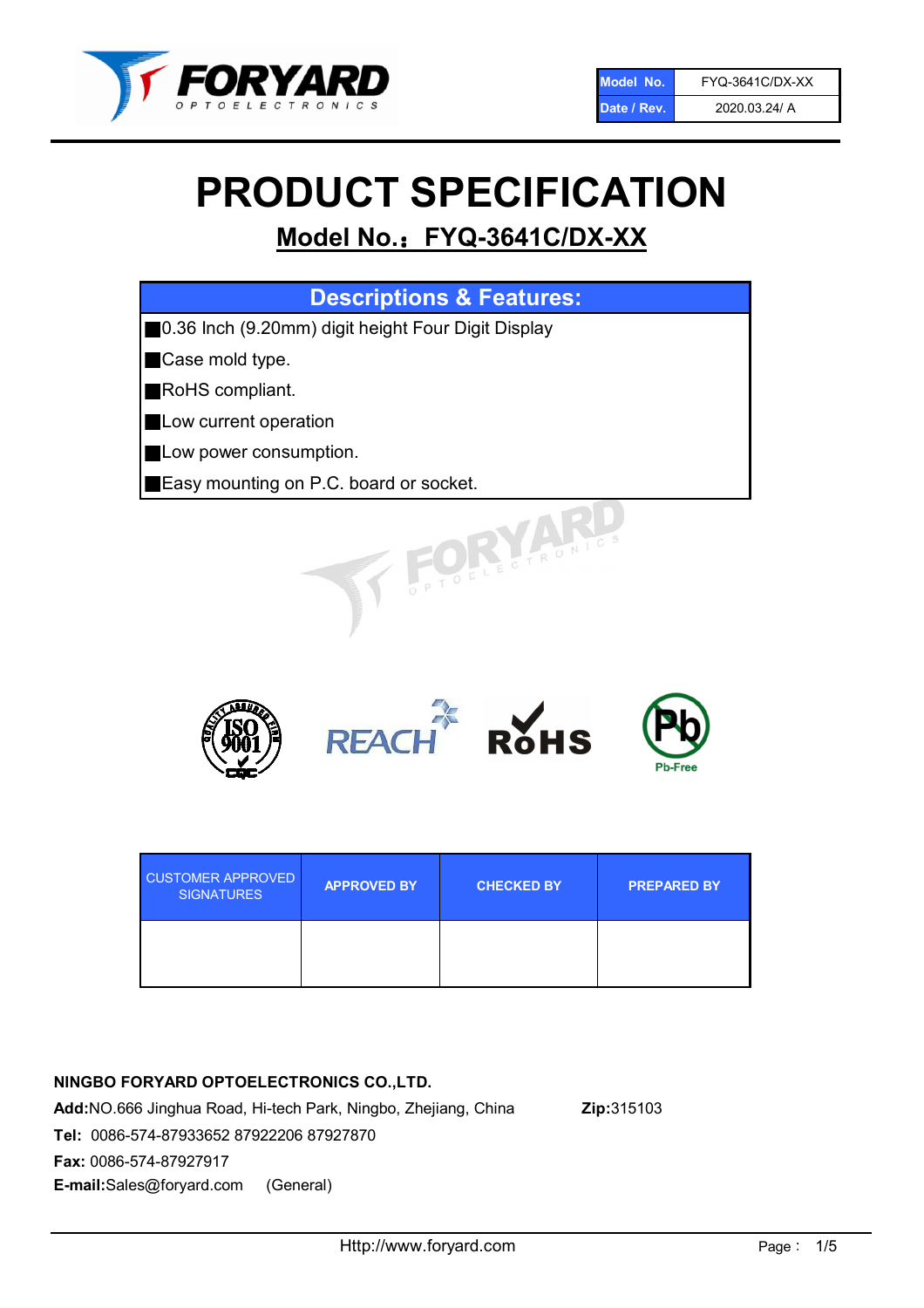| Model No. | FYQ-3641C/DX-XX |
|---|---|
| Date / Rev. | 2020.03.24/ A |

# PRODUCT SPECIFICATION

## Model No.：FYQ-3641C/DX-XX

| Descriptions & Features: |
|---|
| ■0.36 Inch (9.20mm) digit height Four Digit Display |
| ■Case mold type. |
| ■RoHS compliant. |
| ■Low current operation |
| ■Low power consumption. |
| ■Easy mounting on P.C. board or socket. |

| CUSTOMER APPROVED SIGNATURES | APPROVED BY | CHECKED BY | PREPARED BY |
|---|---|---|---|
| | | | |

**NINGBO FORYARD OPTOELECTRONICS CO.,LTD.**

**Add:**NO.666 Jinghua Road, Hi-tech Park, Ningbo, Zhejiang, China **Zip:**315103

**Tel:** 0086-574-87933652 87922206 87927870

**Fax:** 0086-574-87927917

**E-mail:**Sales@foryard.com (General)

Http://www.foryard.com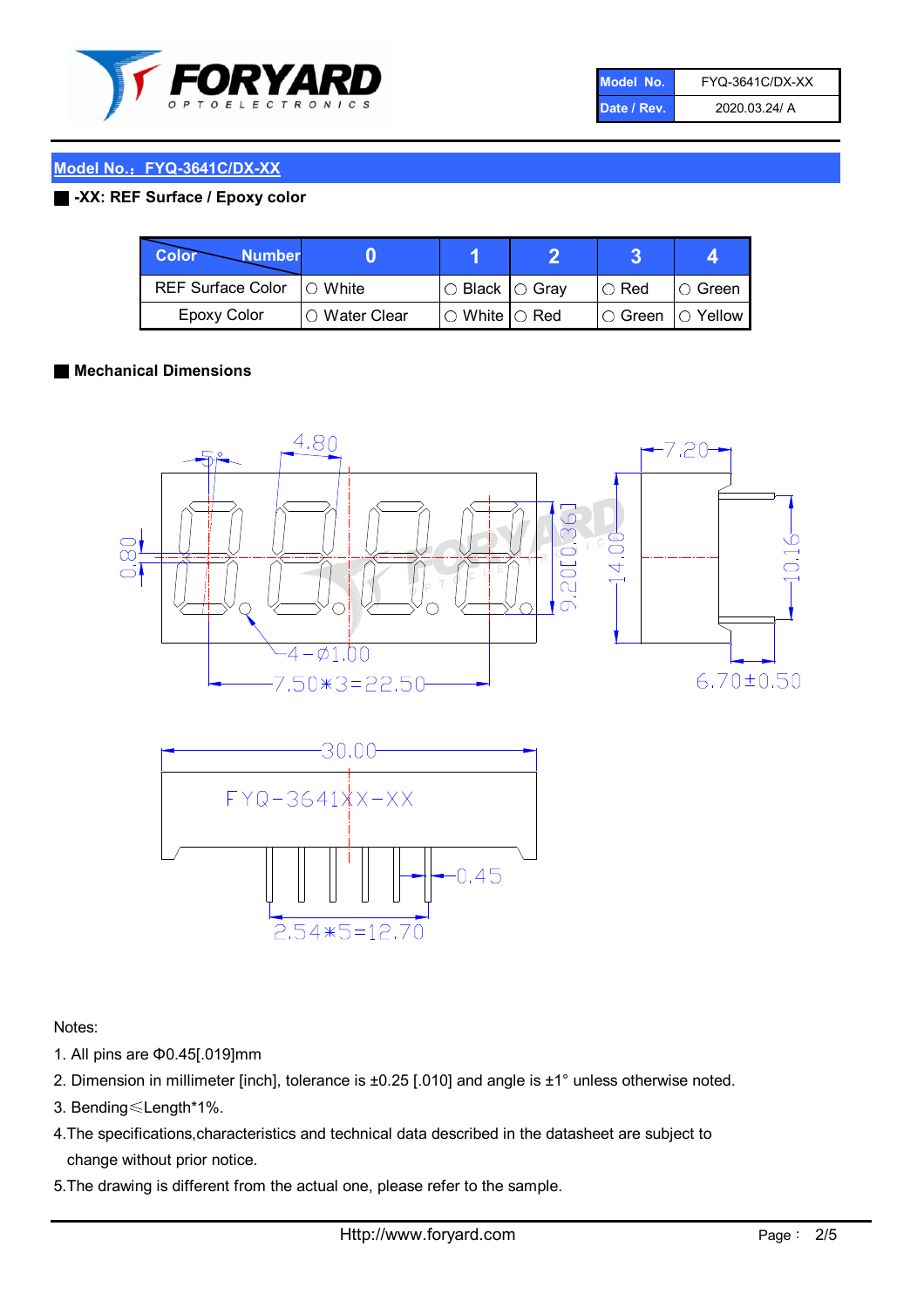| Model No. | FYQ-3641C/DX-XX |
| --- | --- |
| Date / Rev. | 2020.03.24/ A |

## Model No.：FYQ-3641C/DX-XX

■ -XX: REF Surface / Epoxy color

| Color \ Number | 0 | 1 | 2 | 3 | 4 |
| --- | --- | --- | --- | --- | --- |
| REF Surface Color | ○ White | ○ Black | ○ Gray | ○ Red | ○ Green |
| Epoxy Color | ○ Water Clear | ○ White | ○ Red | ○ Green | ○ Yellow |

■ Mechanical Dimensions

4.80
5°
0.80
4-Ø1.00
7.50*3=22.50
9.20[0.36]
14.00
7.20
10.16
6.70±0.50
30.00
FYQ-3641XX-XX
0.45
2.54*5=12.70

Notes:

1. All pins are Φ0.45[.019]mm
2. Dimension in millimeter [inch], tolerance is ±0.25 [.010] and angle is ±1° unless otherwise noted.
3. Bending≤Length*1%.
4. The specifications,characteristics and technical data described in the datasheet are subject to change without prior notice.
5. The drawing is different from the actual one, please refer to the sample.

Http://www.foryard.com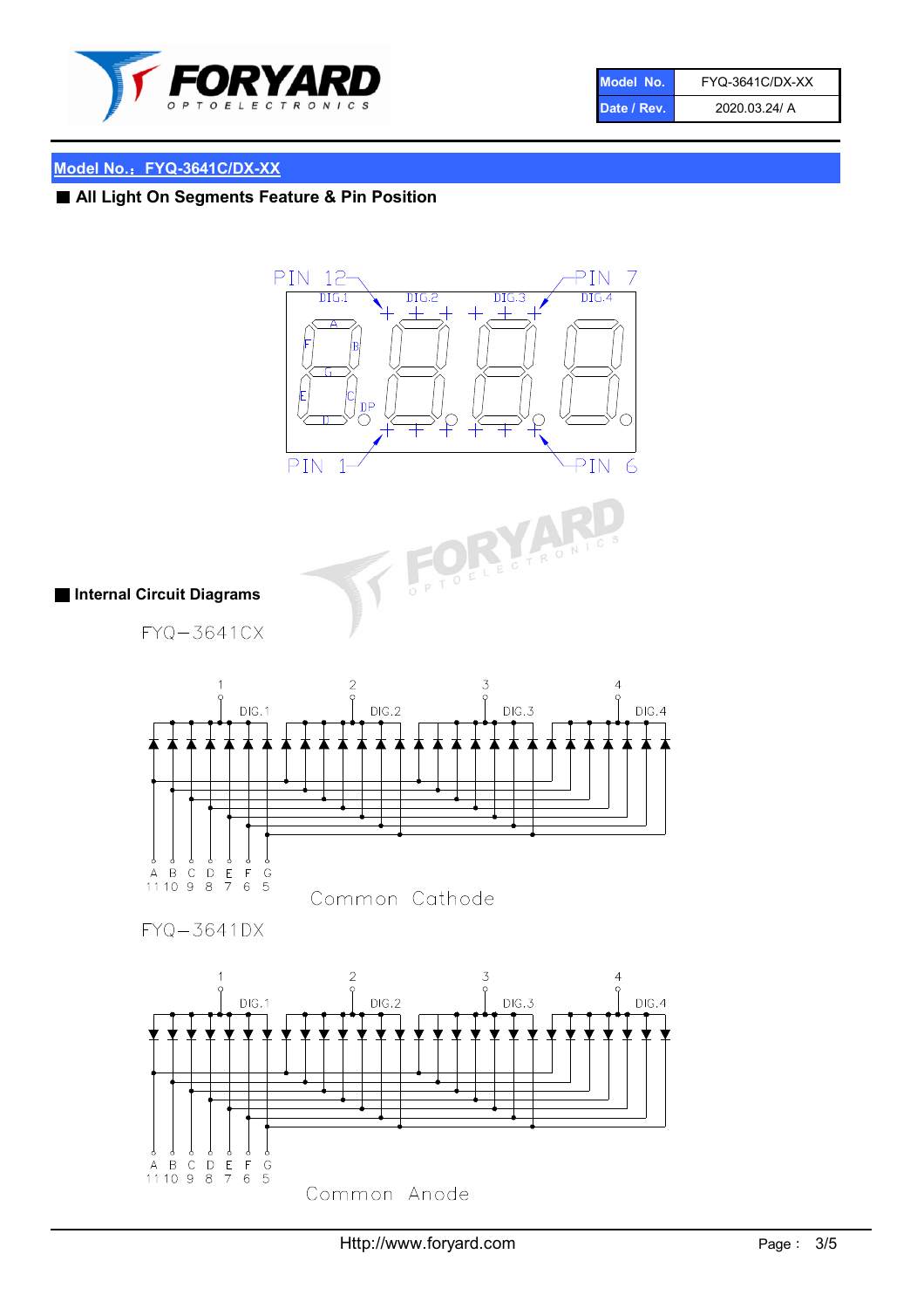## Model No.：FYQ-3641C/DX-XX

### ■ All Light On Segments Feature & Pin Position

PIN 12 DIG.1 DIG.2 DIG.3 DIG.4 PIN 7

A F B G E C D DP

PIN 1 PIN 6

### ■ Internal Circuit Diagrams

FYQ−3641CX

1 DIG.1 2 DIG.2 3 DIG.3 4 DIG.4

A B C D E F G
11 10 9 8 7 6 5

Common Cathode

FYQ−3641DX

1 DIG.1 2 DIG.2 3 DIG.3 4 DIG.4

A B C D E F G
11 10 9 8 7 6 5

Common Anode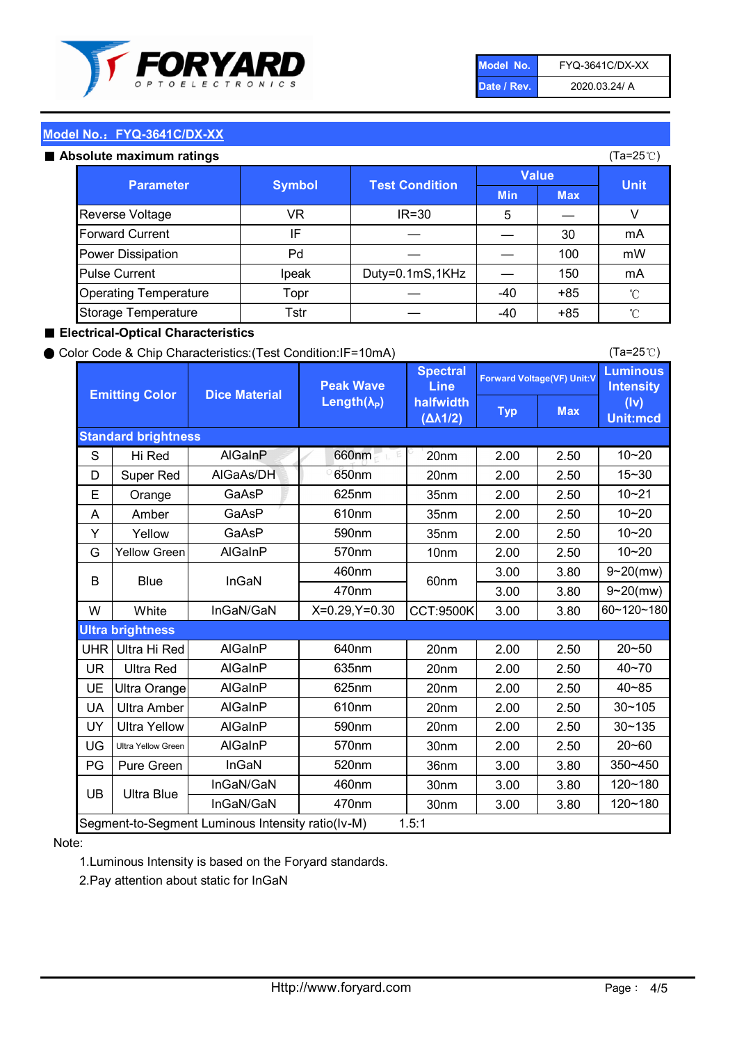| Model No. | FYQ-3641C/DX-XX |
|---|---|
| Date / Rev. | 2020.03.24/ A |

## Model No.：FYQ-3641C/DX-XX

### ■ Absolute maximum ratings

(Ta=25℃)

| Parameter | Symbol | Test Condition | Value | | Unit |
|---|---|---|---|---|---|
| | | | Min | Max | |
| Reverse Voltage | VR | IR=30 | 5 | — | V |
| Forward Current | IF | — | — | 30 | mA |
| Power Dissipation | Pd | — | — | 100 | mW |
| Pulse Current | Ipeak | Duty=0.1mS,1KHz | — | 150 | mA |
| Operating Temperature | Topr | — | -40 | +85 | ℃ |
| Storage Temperature | Tstr | — | -40 | +85 | ℃ |

### ■ Electrical-Optical Characteristics

● Color Code & Chip Characteristics:(Test Condition:IF=10mA)

(Ta=25℃)

| | Emitting Color | Dice Material | Peak Wave Length($\lambda_P$) | Spectral Line halfwidth ($\Delta\lambda 1/2$) | Forward Voltage(VF) Unit:V | | Luminous Intensity (Iv) Unit:mcd |
|---|---|---|---|---|---|---|---|
| | | | | | Typ | Max | |
| **Standard brightness** | | | | | | | |
| S | Hi Red | AlGaInP | 660nm | 20nm | 2.00 | 2.50 | 10~20 |
| D | Super Red | AlGaAs/DH | 650nm | 20nm | 2.00 | 2.50 | 15~30 |
| E | Orange | GaAsP | 625nm | 35nm | 2.00 | 2.50 | 10~21 |
| A | Amber | GaAsP | 610nm | 35nm | 2.00 | 2.50 | 10~20 |
| Y | Yellow | GaAsP | 590nm | 35nm | 2.00 | 2.50 | 10~20 |
| G | Yellow Green | AlGaInP | 570nm | 10nm | 2.00 | 2.50 | 10~20 |
| B | Blue | InGaN | 460nm | 60nm | 3.00 | 3.80 | 9~20(mw) |
| | | | 470nm | | 3.00 | 3.80 | 9~20(mw) |
| W | White | InGaN/GaN | X=0.29,Y=0.30 | CCT:9500K | 3.00 | 3.80 | 60~120~180 |
| **Ultra brightness** | | | | | | | |
| UHR | Ultra Hi Red | AlGaInP | 640nm | 20nm | 2.00 | 2.50 | 20~50 |
| UR | Ultra Red | AlGaInP | 635nm | 20nm | 2.00 | 2.50 | 40~70 |
| UE | Ultra Orange | AlGaInP | 625nm | 20nm | 2.00 | 2.50 | 40~85 |
| UA | Ultra Amber | AlGaInP | 610nm | 20nm | 2.00 | 2.50 | 30~105 |
| UY | Ultra Yellow | AlGaInP | 590nm | 20nm | 2.00 | 2.50 | 30~135 |
| UG | Ultra Yellow Green | AlGaInP | 570nm | 30nm | 2.00 | 2.50 | 20~60 |
| PG | Pure Green | InGaN | 520nm | 36nm | 3.00 | 3.80 | 350~450 |
| UB | Ultra Blue | InGaN/GaN | 460nm | 30nm | 3.00 | 3.80 | 120~180 |
| | | InGaN/GaN | 470nm | 30nm | 3.00 | 3.80 | 120~180 |
| Segment-to-Segment Luminous Intensity ratio(Iv-M) | | | 1.5:1 | | | | |

Note:

1.Luminous Intensity is based on the Foryard standards.

2.Pay attention about static for InGaN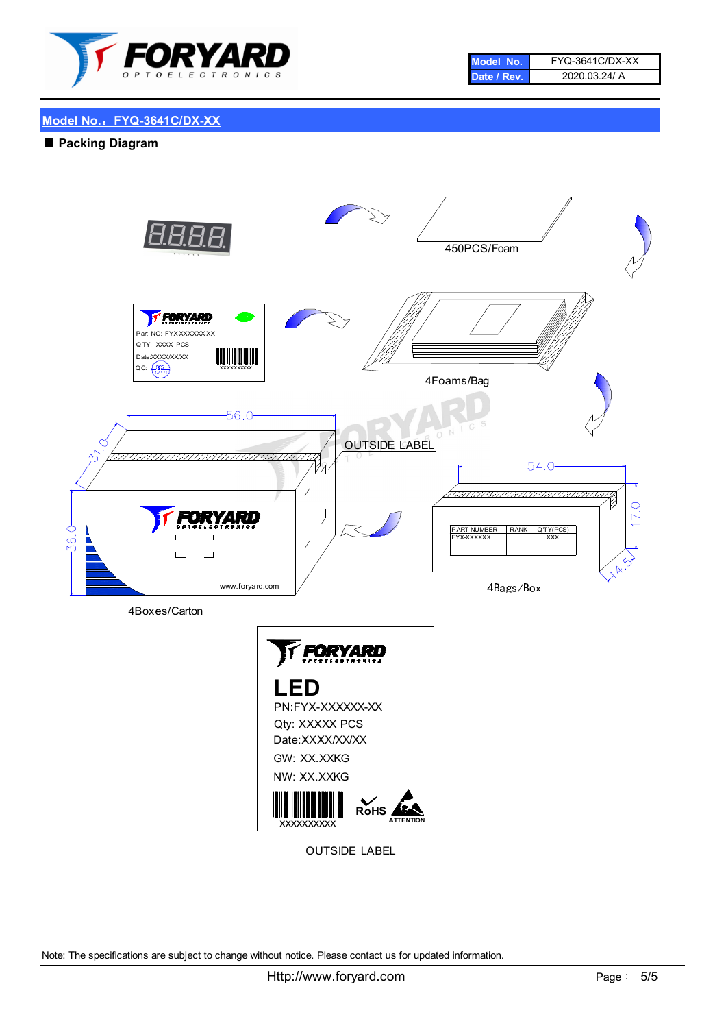| Model No. | FYQ-3641C/DX-XX |
| --- | --- |
| Date / Rev. | 2020.03.24/ A |

## Model No.：FYQ-3641C/DX-XX

■ **Packing Diagram**

450PCS/Foam

Part NO: FYX-XXXXXXX-XX
Q'TY: XXXX PCS
Date:XXXX/XX/XX
QC:
XXXXXXXXXX

4Foams/Bag

56.0

31.0

36.0

OUTSIDE LABEL

www.foryard.com

4Boxes/Carton

54.0

17.0

14.5

| PART NUMBER | RANK | Q'TY(PCS) |
| --- | --- | --- |
| FYX-XXXXXX | | XXX |

4Bags/Box

LED
PN:FYX-XXXXXX-XX
Qty: XXXXX PCS
Date:XXXX/XX/XX
GW: XX.XXKG
NW: XX.XXKG
XXXXXXXXXX
RoHS
ATTENTION

OUTSIDE LABEL

Note: The specifications are subject to change without notice. Please contact us for updated information.